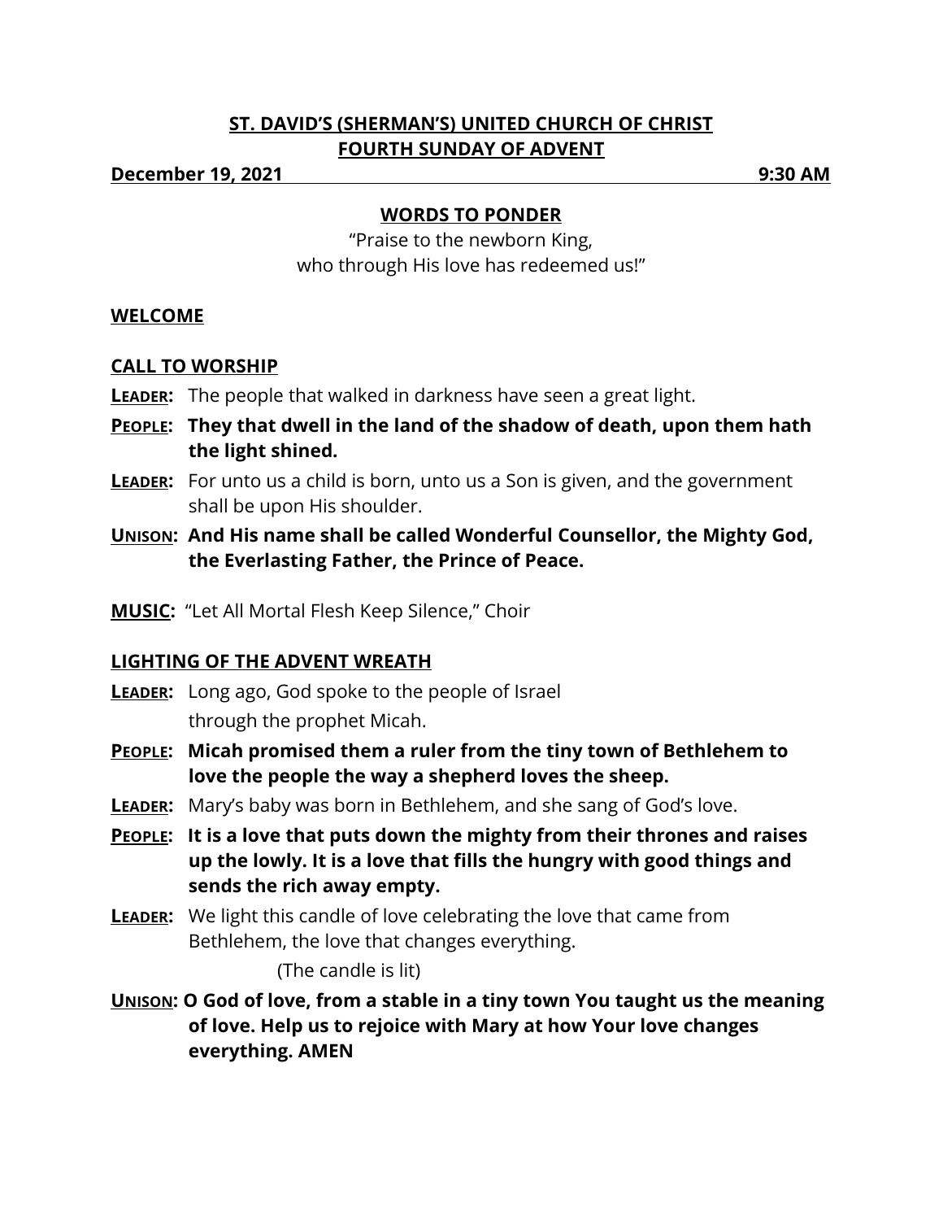## ST. DAVID'S (SHERMAN'S) UNITED CHURCH OF CHRIST
## FOURTH SUNDAY OF ADVENT

**December 19, 2021** **9:30 AM**

### WORDS TO PONDER

"Praise to the newborn King,
who through His love has redeemed us!"

### WELCOME

### CALL TO WORSHIP

**LEADER:** The people that walked in darkness have seen a great light.

**PEOPLE: They that dwell in the land of the shadow of death, upon them hath the light shined.**

**LEADER:** For unto us a child is born, unto us a Son is given, and the government shall be upon His shoulder.

**UNISON: And His name shall be called Wonderful Counsellor, the Mighty God, the Everlasting Father, the Prince of Peace.**

**MUSIC:** "Let All Mortal Flesh Keep Silence," Choir

### LIGHTING OF THE ADVENT WREATH

**LEADER:** Long ago, God spoke to the people of Israel through the prophet Micah.

**PEOPLE: Micah promised them a ruler from the tiny town of Bethlehem to love the people the way a shepherd loves the sheep.**

**LEADER:** Mary's baby was born in Bethlehem, and she sang of God's love.

**PEOPLE: It is a love that puts down the mighty from their thrones and raises up the lowly. It is a love that fills the hungry with good things and sends the rich away empty.**

**LEADER:** We light this candle of love celebrating the love that came from Bethlehem, the love that changes everything.

(The candle is lit)

**UNISON: O God of love, from a stable in a tiny town You taught us the meaning of love. Help us to rejoice with Mary at how Your love changes everything. AMEN**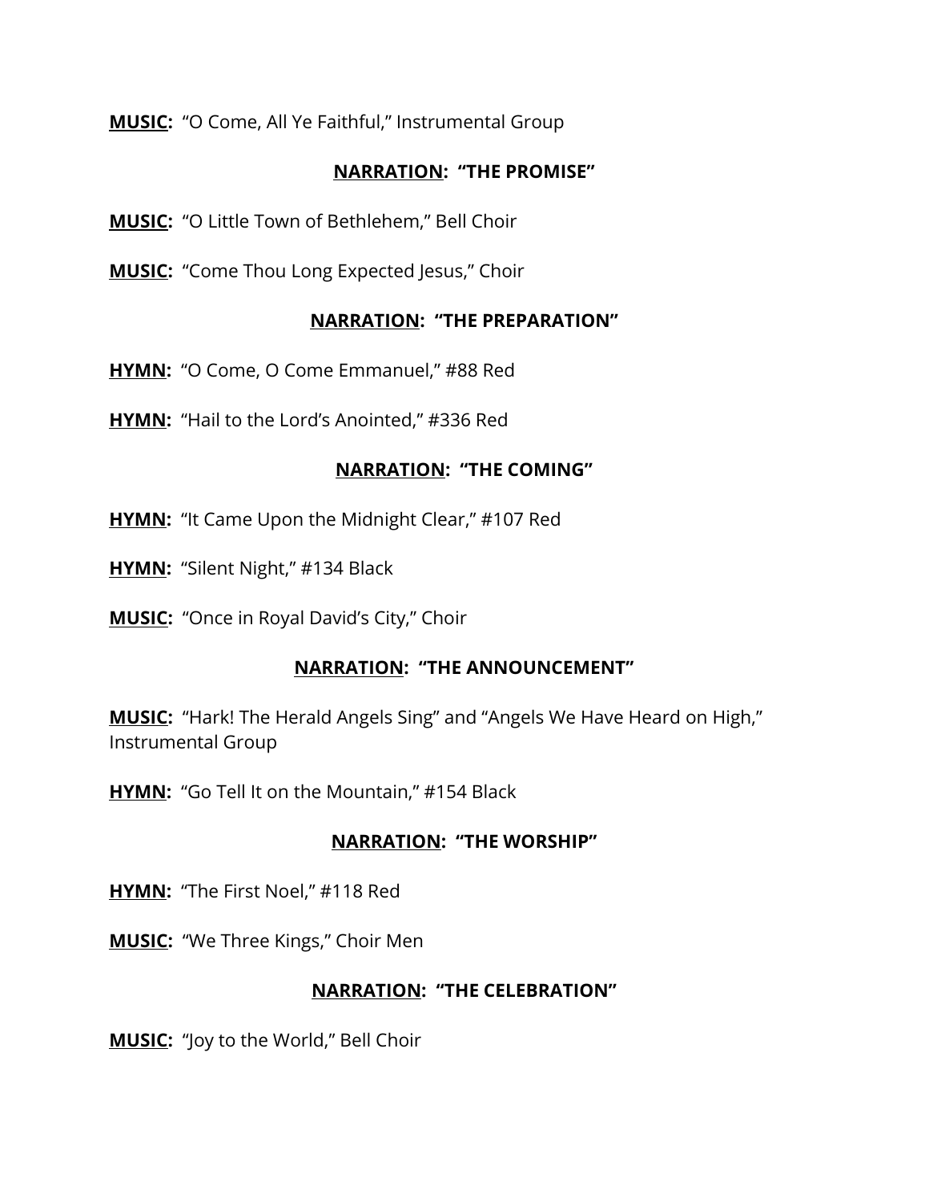**MUSIC:** "O Come, All Ye Faithful," Instrumental Group

**NARRATION: "THE PROMISE"**

**MUSIC:** "O Little Town of Bethlehem," Bell Choir

**MUSIC:** "Come Thou Long Expected Jesus," Choir

**NARRATION: "THE PREPARATION"**

**HYMN:** "O Come, O Come Emmanuel," #88 Red

**HYMN:** "Hail to the Lord's Anointed," #336 Red

**NARRATION: "THE COMING"**

**HYMN:** "It Came Upon the Midnight Clear," #107 Red

**HYMN:** "Silent Night," #134 Black

**MUSIC:** "Once in Royal David's City," Choir

**NARRATION: "THE ANNOUNCEMENT"**

**MUSIC:** "Hark! The Herald Angels Sing" and "Angels We Have Heard on High," Instrumental Group

**HYMN:** "Go Tell It on the Mountain," #154 Black

**NARRATION: "THE WORSHIP"**

**HYMN:** "The First Noel," #118 Red

**MUSIC:** "We Three Kings," Choir Men

**NARRATION: "THE CELEBRATION"**

**MUSIC:** "Joy to the World," Bell Choir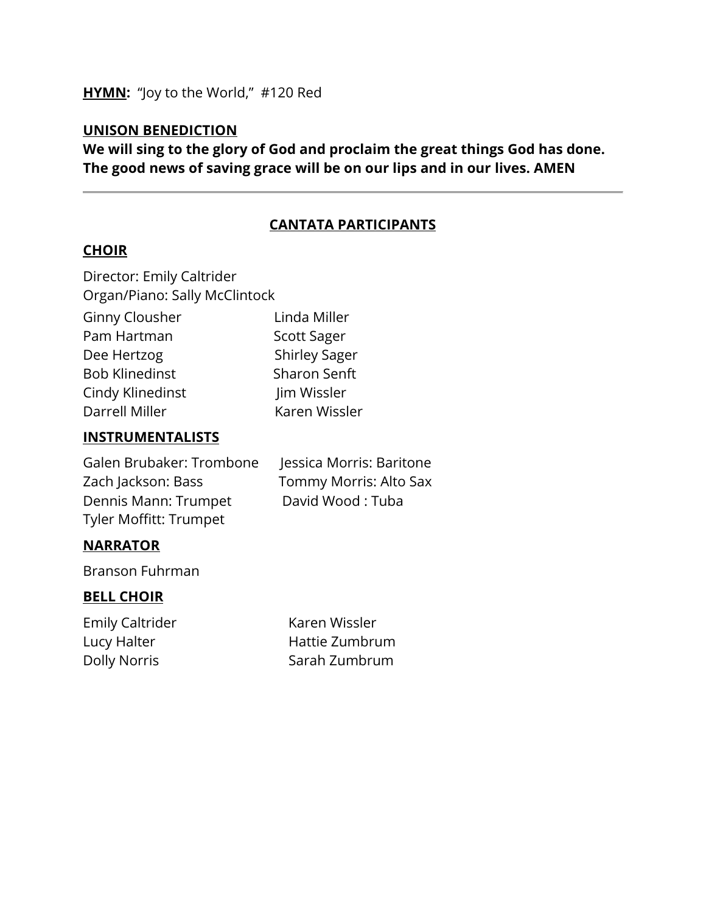**HYMN:** "Joy to the World," #120 Red

**UNISON BENEDICTION**

**We will sing to the glory of God and proclaim the great things God has done. The good news of saving grace will be on our lips and in our lives. AMEN**

---

## CANTATA PARTICIPANTS

### CHOIR

Director: Emily Caltrider
Organ/Piano: Sally McClintock

Ginny Clousher
Pam Hartman
Dee Hertzog
Bob Klinedinst
Cindy Klinedinst
Darrell Miller
Linda Miller
Scott Sager
Shirley Sager
Sharon Senft
Jim Wissler
Karen Wissler

### INSTRUMENTALISTS

Galen Brubaker: Trombone
Zach Jackson: Bass
Dennis Mann: Trumpet
Tyler Moffitt: Trumpet
Jessica Morris: Baritone
Tommy Morris: Alto Sax
David Wood : Tuba

### NARRATOR

Branson Fuhrman

### BELL CHOIR

Emily Caltrider
Lucy Halter
Dolly Norris
Karen Wissler
Hattie Zumbrum
Sarah Zumbrum